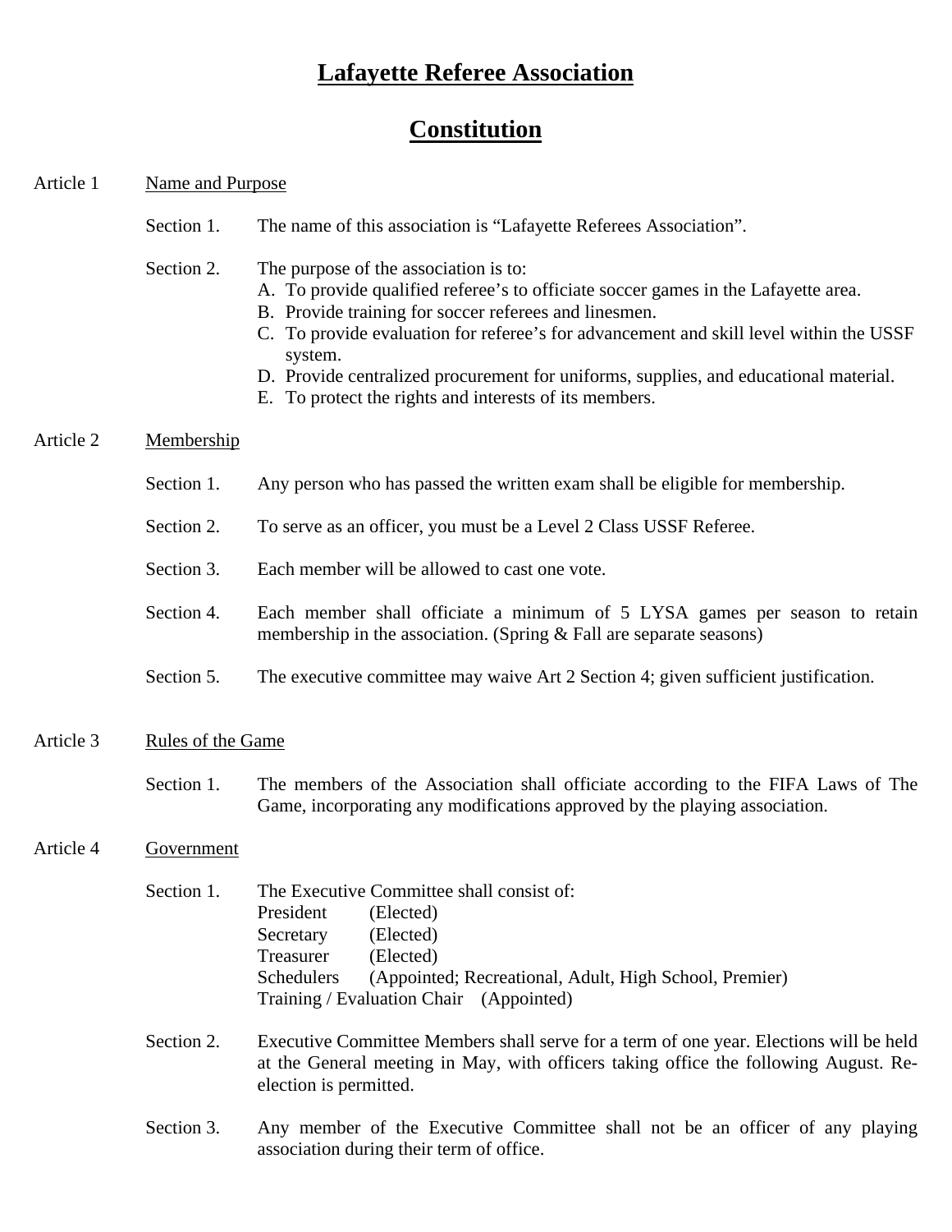# Lafayette Referee Association

# Constitution

## Article 1 Name and Purpose

Section 1. The name of this association is "Lafayette Referees Association".

Section 2. The purpose of the association is to:

A. To provide qualified referee's to officiate soccer games in the Lafayette area.
B. Provide training for soccer referees and linesmen.
C. To provide evaluation for referee's for advancement and skill level within the USSF system.
D. Provide centralized procurement for uniforms, supplies, and educational material.
E. To protect the rights and interests of its members.

## Article 2 Membership

Section 1. Any person who has passed the written exam shall be eligible for membership.

Section 2. To serve as an officer, you must be a Level 2 Class USSF Referee.

Section 3. Each member will be allowed to cast one vote.

Section 4. Each member shall officiate a minimum of 5 LYSA games per season to retain membership in the association. (Spring & Fall are separate seasons)

Section 5. The executive committee may waive Art 2 Section 4; given sufficient justification.

## Article 3 Rules of the Game

Section 1. The members of the Association shall officiate according to the FIFA Laws of The Game, incorporating any modifications approved by the playing association.

## Article 4 Government

Section 1. The Executive Committee shall consist of:

President (Elected)
Secretary (Elected)
Treasurer (Elected)
Schedulers (Appointed; Recreational, Adult, High School, Premier)
Training / Evaluation Chair (Appointed)

Section 2. Executive Committee Members shall serve for a term of one year. Elections will be held at the General meeting in May, with officers taking office the following August. Re-election is permitted.

Section 3. Any member of the Executive Committee shall not be an officer of any playing association during their term of office.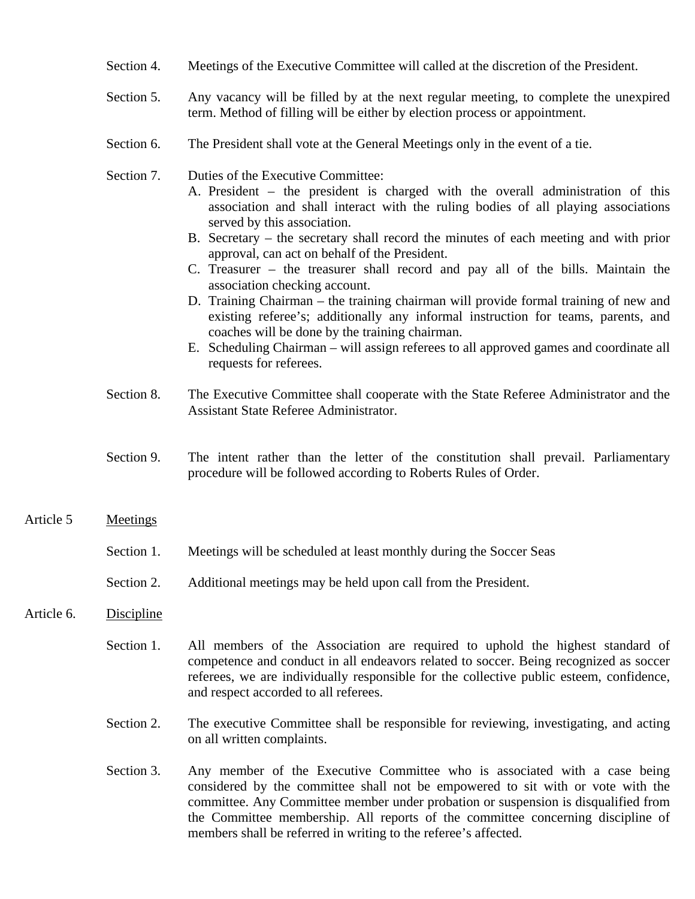Section 4. Meetings of the Executive Committee will called at the discretion of the President.

Section 5. Any vacancy will be filled by at the next regular meeting, to complete the unexpired term. Method of filling will be either by election process or appointment.

Section 6. The President shall vote at the General Meetings only in the event of a tie.

Section 7. Duties of the Executive Committee:

A. President – the president is charged with the overall administration of this association and shall interact with the ruling bodies of all playing associations served by this association.
B. Secretary – the secretary shall record the minutes of each meeting and with prior approval, can act on behalf of the President.
C. Treasurer – the treasurer shall record and pay all of the bills. Maintain the association checking account.
D. Training Chairman – the training chairman will provide formal training of new and existing referee's; additionally any informal instruction for teams, parents, and coaches will be done by the training chairman.
E. Scheduling Chairman – will assign referees to all approved games and coordinate all requests for referees.

Section 8. The Executive Committee shall cooperate with the State Referee Administrator and the Assistant State Referee Administrator.

Section 9. The intent rather than the letter of the constitution shall prevail. Parliamentary procedure will be followed according to Roberts Rules of Order.

## Article 5 <u>Meetings</u>

Section 1. Meetings will be scheduled at least monthly during the Soccer Seas

Section 2. Additional meetings may be held upon call from the President.

## Article 6. <u>Discipline</u>

Section 1. All members of the Association are required to uphold the highest standard of competence and conduct in all endeavors related to soccer. Being recognized as soccer referees, we are individually responsible for the collective public esteem, confidence, and respect accorded to all referees.

Section 2. The executive Committee shall be responsible for reviewing, investigating, and acting on all written complaints.

Section 3. Any member of the Executive Committee who is associated with a case being considered by the committee shall not be empowered to sit with or vote with the committee. Any Committee member under probation or suspension is disqualified from the Committee membership. All reports of the committee concerning discipline of members shall be referred in writing to the referee's affected.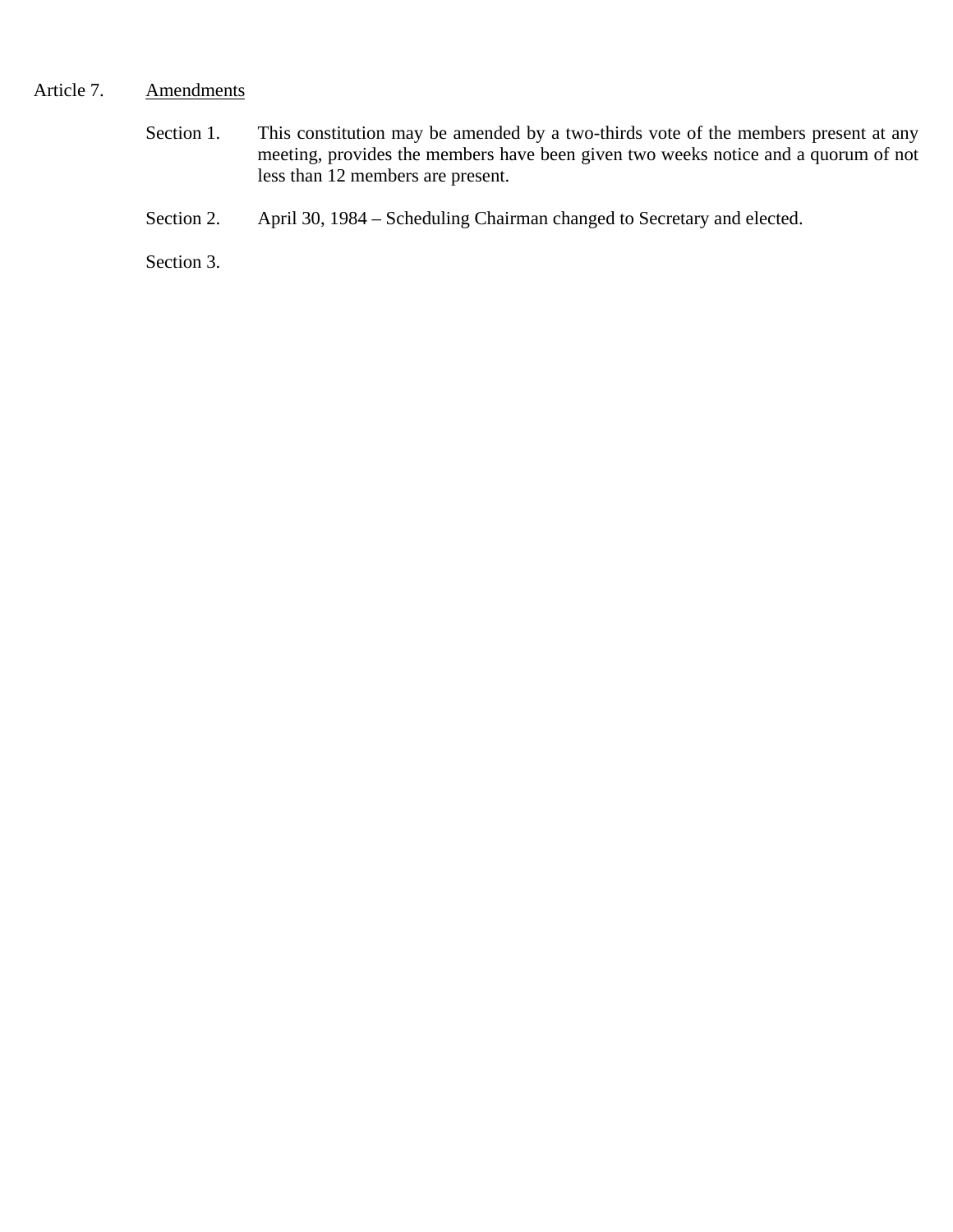Article 7. Amendments

Section 1. This constitution may be amended by a two-thirds vote of the members present at any meeting, provides the members have been given two weeks notice and a quorum of not less than 12 members are present.

Section 2. April 30, 1984 – Scheduling Chairman changed to Secretary and elected.

Section 3.